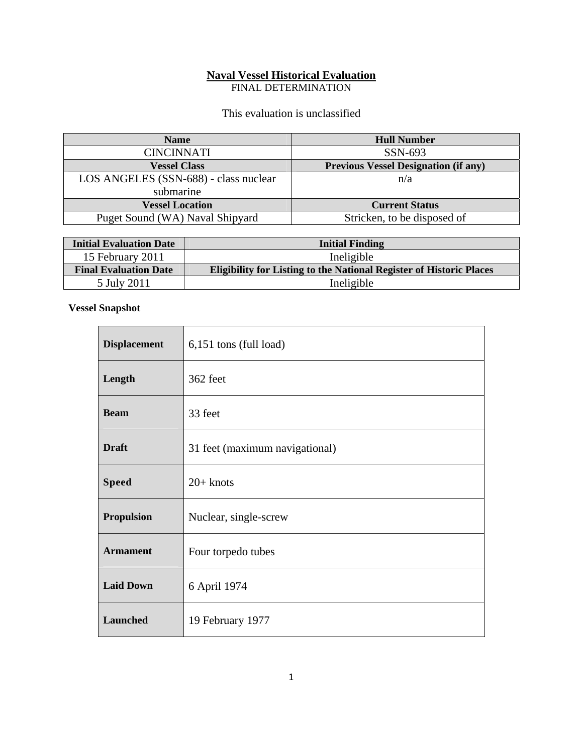# Naval Vessel Historical Evaluation

FINAL DETERMINATION

This evaluation is unclassified

| Name | Hull Number |
|---|---|
| CINCINNATI | SSN-693 |
| **Vessel Class** | **Previous Vessel Designation (if any)** |
| LOS ANGELES (SSN-688) - class nuclear submarine | n/a |
| **Vessel Location** | **Current Status** |
| Puget Sound (WA) Naval Shipyard | Stricken, to be disposed of |

| Initial Evaluation Date | Initial Finding |
|---|---|
| 15 February 2011 | Ineligible |
| **Final Evaluation Date** | **Eligibility for Listing to the National Register of Historic Places** |
| 5 July 2011 | Ineligible |

**Vessel Snapshot**

| | |
|---|---|
| **Displacement** | 6,151 tons (full load) |
| **Length** | 362 feet |
| **Beam** | 33 feet |
| **Draft** | 31 feet (maximum navigational) |
| **Speed** | 20+ knots |
| **Propulsion** | Nuclear, single-screw |
| **Armament** | Four torpedo tubes |
| **Laid Down** | 6 April 1974 |
| **Launched** | 19 February 1977 |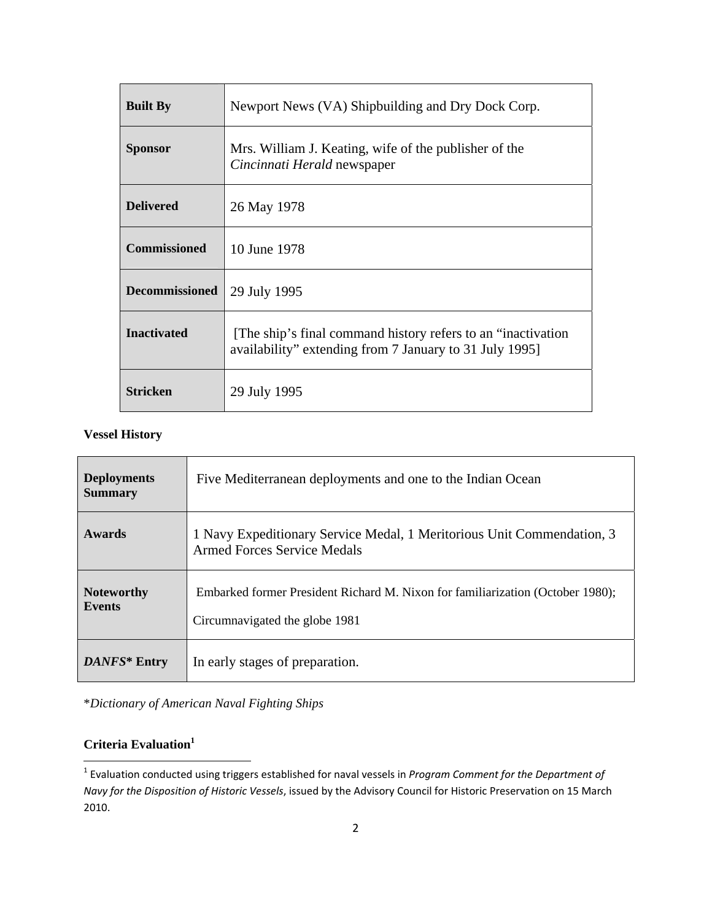| | |
|---|---|
| **Built By** | Newport News (VA) Shipbuilding and Dry Dock Corp. |
| **Sponsor** | Mrs. William J. Keating, wife of the publisher of the *Cincinnati Herald* newspaper |
| **Delivered** | 26 May 1978 |
| **Commissioned** | 10 June 1978 |
| **Decommissioned** | 29 July 1995 |
| **Inactivated** | [The ship's final command history refers to an "inactivation availability" extending from 7 January to 31 July 1995] |
| **Stricken** | 29 July 1995 |

**Vessel History**

| | |
|---|---|
| **Deployments Summary** | Five Mediterranean deployments and one to the Indian Ocean |
| **Awards** | 1 Navy Expeditionary Service Medal, 1 Meritorious Unit Commendation, 3 Armed Forces Service Medals |
| **Noteworthy Events** | Embarked former President Richard M. Nixon for familiarization (October 1980); Circumnavigated the globe 1981 |
| ***DANFS*\* Entry** | In early stages of preparation. |

\**Dictionary of American Naval Fighting Ships*

**Criteria Evaluation**[1]

[1] Evaluation conducted using triggers established for naval vessels in *Program Comment for the Department of Navy for the Disposition of Historic Vessels*, issued by the Advisory Council for Historic Preservation on 15 March 2010.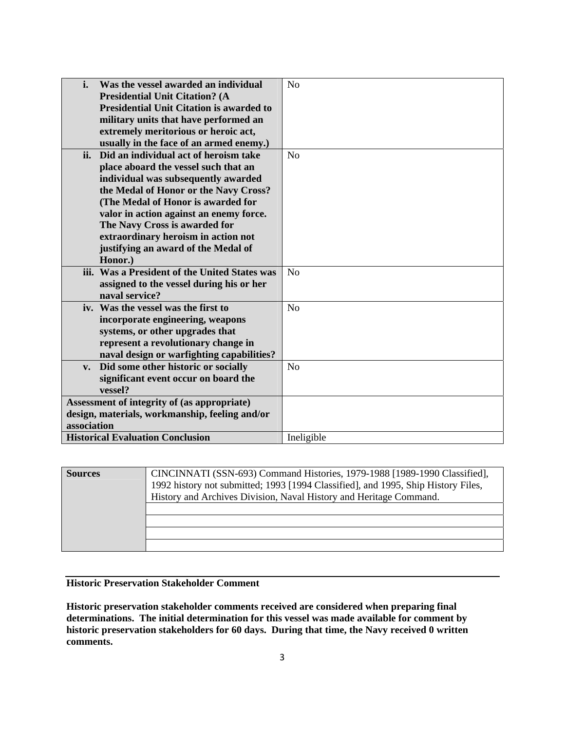| | |
|---|---|
| **i. Was the vessel awarded an individual Presidential Unit Citation? (A Presidential Unit Citation is awarded to military units that have performed an extremely meritorious or heroic act, usually in the face of an armed enemy.)** | No |
| **ii. Did an individual act of heroism take place aboard the vessel such that an individual was subsequently awarded the Medal of Honor or the Navy Cross? (The Medal of Honor is awarded for valor in action against an enemy force. The Navy Cross is awarded for extraordinary heroism in action not justifying an award of the Medal of Honor.)** | No |
| **iii. Was a President of the United States was assigned to the vessel during his or her naval service?** | No |
| **iv. Was the vessel was the first to incorporate engineering, weapons systems, or other upgrades that represent a revolutionary change in naval design or warfighting capabilities?** | No |
| **v. Did some other historic or socially significant event occur on board the vessel?** | No |
| **Assessment of integrity of (as appropriate) design, materials, workmanship, feeling and/or association** | |
| **Historical Evaluation Conclusion** | Ineligible |

| | |
|---|---|
| **Sources** | CINCINNATI (SSN-693) Command Histories, 1979-1988 [1989-1990 Classified], 1992 history not submitted; 1993 [1994 Classified], and 1995, Ship History Files, History and Archives Division, Naval History and Heritage Command. |
| | |
| | |
| | |
| | |

**Historic Preservation Stakeholder Comment**

**Historic preservation stakeholder comments received are considered when preparing final determinations. The initial determination for this vessel was made available for comment by historic preservation stakeholders for 60 days. During that time, the Navy received 0 written comments.**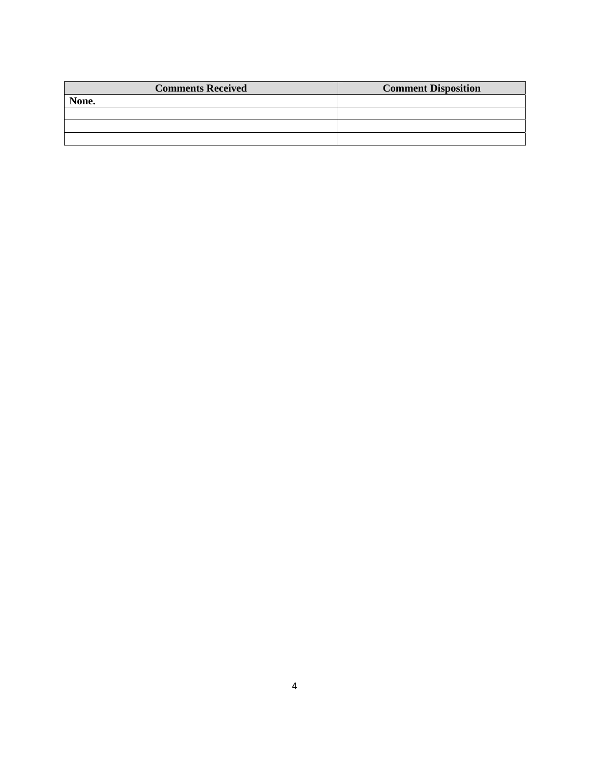| Comments Received | Comment Disposition |
| --- | --- |
| **None.** | |
| | |
| | |
| | |